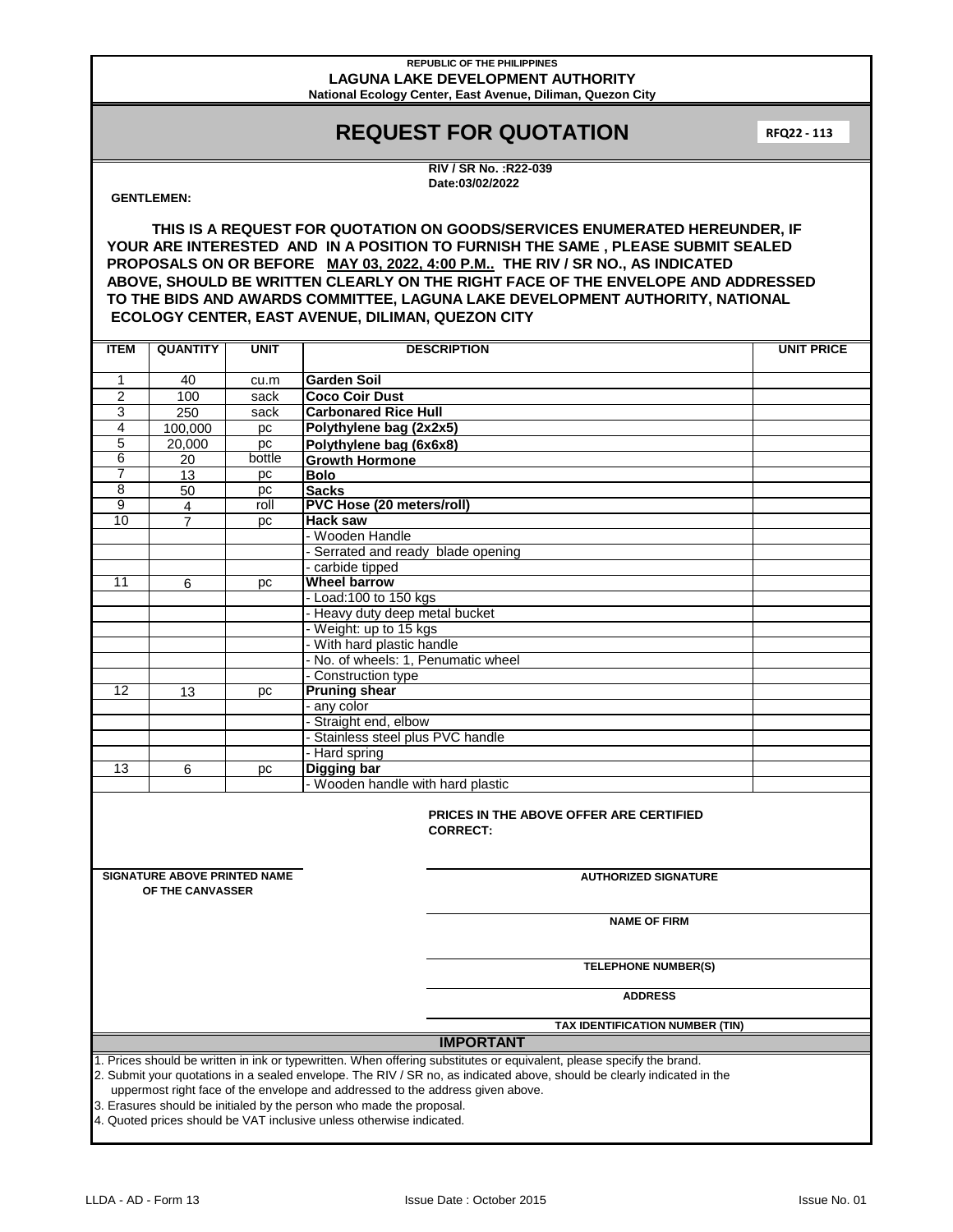REPUBLIC OF THE PHILIPPINES

**LAGUNA LAKE DEVELOPMENT AUTHORITY**

National Ecology Center, East Avenue, Diliman, Quezon City

# REQUEST FOR QUOTATION

RFQ22 - 113

**RIV / SR No. :R22-039**
**Date:03/02/2022**

**GENTLEMEN:**

**THIS IS A REQUEST FOR QUOTATION ON GOODS/SERVICES ENUMERATED HEREUNDER, IF YOUR ARE INTERESTED AND IN A POSITION TO FURNISH THE SAME , PLEASE SUBMIT SEALED PROPOSALS ON OR BEFORE MAY 03, 2022, 4:00 P.M.. THE RIV / SR NO., AS INDICATED ABOVE, SHOULD BE WRITTEN CLEARLY ON THE RIGHT FACE OF THE ENVELOPE AND ADDRESSED TO THE BIDS AND AWARDS COMMITTEE, LAGUNA LAKE DEVELOPMENT AUTHORITY, NATIONAL ECOLOGY CENTER, EAST AVENUE, DILIMAN, QUEZON CITY**

| ITEM | QUANTITY | UNIT | DESCRIPTION | UNIT PRICE |
|---|---|---|---|---|
| 1 | 40 | cu.m | **Garden Soil** | |
| 2 | 100 | sack | **Coco Coir Dust** | |
| 3 | 250 | sack | **Carbonared Rice Hull** | |
| 4 | 100,000 | pc | **Polythylene bag (2x2x5)** | |
| 5 | 20,000 | pc | **Polythylene bag (6x6x8)** | |
| 6 | 20 | bottle | **Growth Hormone** | |
| 7 | 13 | pc | **Bolo** | |
| 8 | 50 | pc | **Sacks** | |
| 9 | 4 | roll | **PVC Hose (20 meters/roll)** | |
| 10 | 7 | pc | **Hack saw** | |
| | | | - Wooden Handle | |
| | | | - Serrated and ready blade opening | |
| | | | - carbide tipped | |
| 11 | 6 | pc | **Wheel barrow** | |
| | | | - Load:100 to 150 kgs | |
| | | | - Heavy duty deep metal bucket | |
| | | | - Weight: up to 15 kgs | |
| | | | - With hard plastic handle | |
| | | | - No. of wheels: 1, Penumatic wheel | |
| | | | - Construction type | |
| 12 | 13 | pc | **Pruning shear** | |
| | | | - any color | |
| | | | - Straight end, elbow | |
| | | | - Stainless steel plus PVC handle | |
| | | | - Hard spring | |
| 13 | 6 | pc | **Digging bar** | |
| | | | - Wooden handle with hard plastic | |

**PRICES IN THE ABOVE OFFER ARE CERTIFIED CORRECT:**

**SIGNATURE ABOVE PRINTED NAME OF THE CANVASSER**

**AUTHORIZED SIGNATURE**

**NAME OF FIRM**

**TELEPHONE NUMBER(S)**

**ADDRESS**

**TAX IDENTIFICATION NUMBER (TIN)**

## IMPORTANT

1. Prices should be written in ink or typewritten. When offering substitutes or equivalent, please specify the brand.
2. Submit your quotations in a sealed envelope. The RIV / SR no, as indicated above, should be clearly indicated in the uppermost right face of the envelope and addressed to the address given above.
3. Erasures should be initialed by the person who made the proposal.
4. Quoted prices should be VAT inclusive unless otherwise indicated.

LLDA - AD - Form 13 Issue Date : October 2015 Issue No. 01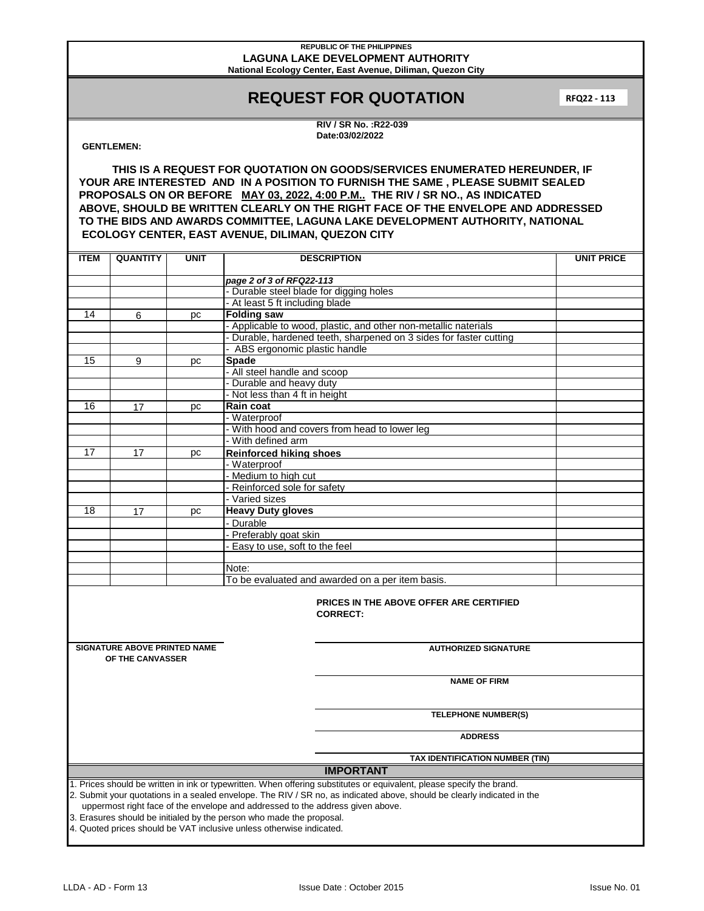REPUBLIC OF THE PHILIPPINES

**LAGUNA LAKE DEVELOPMENT AUTHORITY**

National Ecology Center, East Avenue, Diliman, Quezon City

# REQUEST FOR QUOTATION

RFQ22 - 113

RIV / SR No. :R22-039

Date:03/02/2022

GENTLEMEN:

**THIS IS A REQUEST FOR QUOTATION ON GOODS/SERVICES ENUMERATED HEREUNDER, IF YOUR ARE INTERESTED AND IN A POSITION TO FURNISH THE SAME , PLEASE SUBMIT SEALED PROPOSALS ON OR BEFORE MAY 03, 2022, 4:00 P.M.. THE RIV / SR NO., AS INDICATED ABOVE, SHOULD BE WRITTEN CLEARLY ON THE RIGHT FACE OF THE ENVELOPE AND ADDRESSED TO THE BIDS AND AWARDS COMMITTEE, LAGUNA LAKE DEVELOPMENT AUTHORITY, NATIONAL ECOLOGY CENTER, EAST AVENUE, DILIMAN, QUEZON CITY**

| ITEM | QUANTITY | UNIT | DESCRIPTION | UNIT PRICE |
|---|---|---|---|---|
| | | | *page 2 of 3 of RFQ22-113* | |
| | | | - Durable steel blade for digging holes | |
| | | | - At least 5 ft including blade | |
| 14 | 6 | pc | **Folding saw** | |
| | | | - Applicable to wood, plastic, and other non-metallic naterials | |
| | | | - Durable, hardened teeth, sharpened on 3 sides for faster cutting | |
| | | | - ABS ergonomic plastic handle | |
| 15 | 9 | pc | **Spade** | |
| | | | - All steel handle and scoop | |
| | | | - Durable and heavy duty | |
| | | | - Not less than 4 ft in height | |
| 16 | 17 | pc | **Rain coat** | |
| | | | - Waterproof | |
| | | | - With hood and covers from head to lower leg | |
| | | | - With defined arm | |
| 17 | 17 | pc | **Reinforced hiking shoes** | |
| | | | - Waterproof | |
| | | | - Medium to high cut | |
| | | | - Reinforced sole for safety | |
| | | | - Varied sizes | |
| 18 | 17 | pc | **Heavy Duty gloves** | |
| | | | - Durable | |
| | | | - Preferably goat skin | |
| | | | - Easy to use, soft to the feel | |
| | | | | |
| | | | Note: | |
| | | | To be evaluated and awarded on a per item basis. | |

**PRICES IN THE ABOVE OFFER ARE CERTIFIED CORRECT:**

**SIGNATURE ABOVE PRINTED NAME OF THE CANVASSER**

**AUTHORIZED SIGNATURE**

**NAME OF FIRM**

**TELEPHONE NUMBER(S)**

**ADDRESS**

**TAX IDENTIFICATION NUMBER (TIN)**

## IMPORTANT

1. Prices should be written in ink or typewritten. When offering substitutes or equivalent, please specify the brand.
2. Submit your quotations in a sealed envelope. The RIV / SR no, as indicated above, should be clearly indicated in the uppermost right face of the envelope and addressed to the address given above.
3. Erasures should be initialed by the person who made the proposal.
4. Quoted prices should be VAT inclusive unless otherwise indicated.

LLDA - AD - Form 13 | Issue Date : October 2015 | Issue No. 01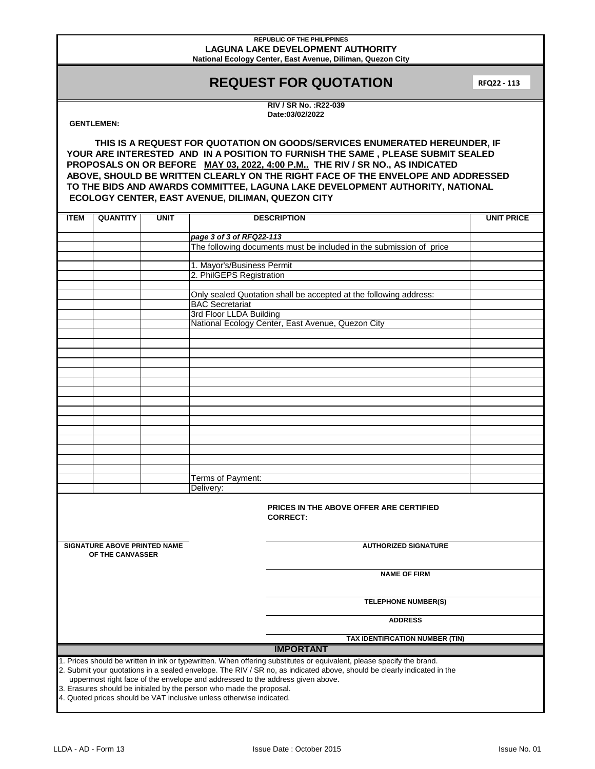REPUBLIC OF THE PHILIPPINES

**LAGUNA LAKE DEVELOPMENT AUTHORITY**

National Ecology Center, East Avenue, Diliman, Quezon City

# REQUEST FOR QUOTATION

**RFQ22 - 113**

**RIV / SR No. :R22-039**
**Date:03/02/2022**

**GENTLEMEN:**

**THIS IS A REQUEST FOR QUOTATION ON GOODS/SERVICES ENUMERATED HEREUNDER, IF YOUR ARE INTERESTED AND IN A POSITION TO FURNISH THE SAME , PLEASE SUBMIT SEALED PROPOSALS ON OR BEFORE MAY 03, 2022, 4:00 P.M.. THE RIV / SR NO., AS INDICATED ABOVE, SHOULD BE WRITTEN CLEARLY ON THE RIGHT FACE OF THE ENVELOPE AND ADDRESSED TO THE BIDS AND AWARDS COMMITTEE, LAGUNA LAKE DEVELOPMENT AUTHORITY, NATIONAL ECOLOGY CENTER, EAST AVENUE, DILIMAN, QUEZON CITY**

| ITEM | QUANTITY | UNIT | DESCRIPTION | UNIT PRICE |
|---|---|---|---|---|
| | | | ***page 3 of 3 of RFQ22-113*** | |
| | | | The following documents must be included in the submission of price | |
| | | | 1. Mayor's/Business Permit | |
| | | | 2. PhilGEPS Registration | |
| | | | Only sealed Quotation shall be accepted at the following address: | |
| | | | BAC Secretariat | |
| | | | 3rd Floor LLDA Building | |
| | | | National Ecology Center, East Avenue, Quezon City | |
| | | | Terms of Payment: | |
| | | | Delivery: | |

**PRICES IN THE ABOVE OFFER ARE CERTIFIED CORRECT:**

**SIGNATURE ABOVE PRINTED NAME OF THE CANVASSER**

**AUTHORIZED SIGNATURE**

**NAME OF FIRM**

**TELEPHONE NUMBER(S)**

**ADDRESS**

**TAX IDENTIFICATION NUMBER (TIN)**

## IMPORTANT

1. Prices should be written in ink or typewritten. When offering substitutes or equivalent, please specify the brand.
2. Submit your quotations in a sealed envelope. The RIV / SR no, as indicated above, should be clearly indicated in the uppermost right face of the envelope and addressed to the address given above.
3. Erasures should be initialed by the person who made the proposal.
4. Quoted prices should be VAT inclusive unless otherwise indicated.

LLDA - AD - Form 13 | Issue Date : October 2015 | Issue No. 01